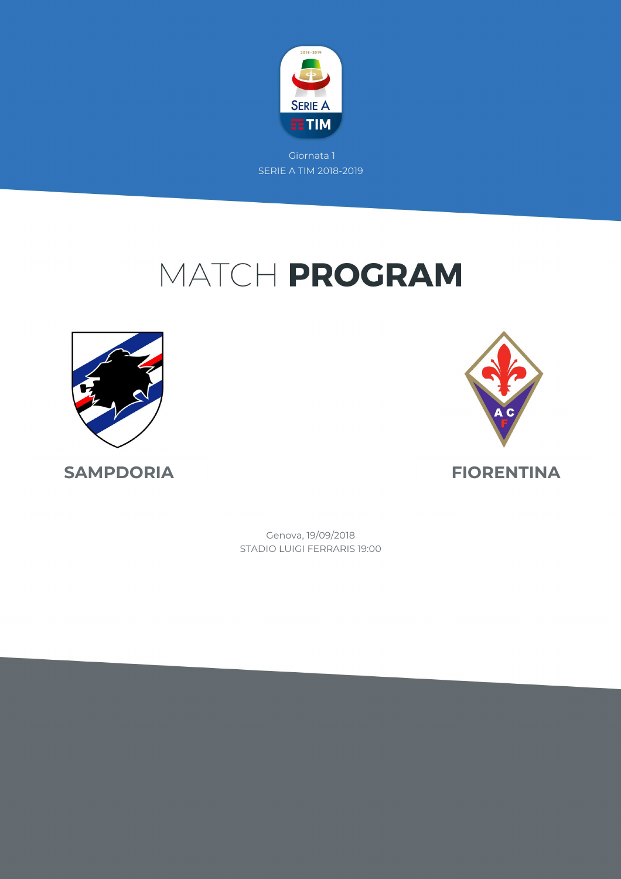Giornata 1

SERIE A TIM 2018-2019

# MATCH **PROGRAM**

**SAMPDORIA**

**FIORENTINA**

Genova, 19/09/2018

STADIO LUIGI FERRARIS 19:00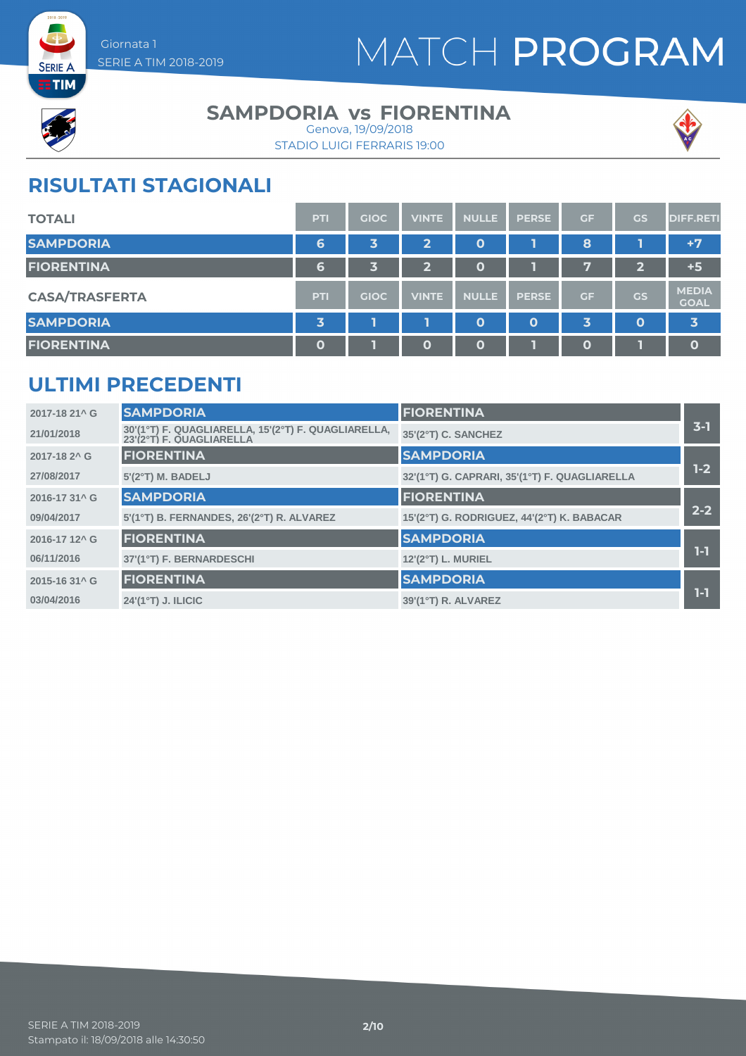# MATCH PROGRAM

Giornata 1
SERIE A TIM 2018-2019

## SAMPDORIA vs FIORENTINA

Genova, 19/09/2018
STADIO LUIGI FERRARIS 19:00

## RISULTATI STAGIONALI

| TOTALI | PTI | GIOC | VINTE | NULLE | PERSE | GF | GS | DIFF.RETI |
|---|---|---|---|---|---|---|---|---|
| SAMPDORIA | 6 | 3 | 2 | 0 | 1 | 8 | 1 | +7 |
| FIORENTINA | 6 | 3 | 2 | 0 | 1 | 7 | 2 | +5 |

| CASA/TRASFERTA | PTI | GIOC | VINTE | NULLE | PERSE | GF | GS | MEDIA GOAL |
|---|---|---|---|---|---|---|---|---|
| SAMPDORIA | 3 | 1 | 1 | 0 | 0 | 3 | 0 | 3 |
| FIORENTINA | 0 | 1 | 0 | 0 | 1 | 0 | 1 | 0 |

## ULTIMI PRECEDENTI

| Giornata | Casa | Trasferta | Risultato |
|---|---|---|---|
| 2017-18 21^ G | SAMPDORIA | FIORENTINA | 3-1 |
| 21/01/2018 | 30'(1°T) F. QUAGLIARELLA, 15'(2°T) F. QUAGLIARELLA, 23'(2°T) F. QUAGLIARELLA | 35'(2°T) C. SANCHEZ | |
| 2017-18 2^ G | FIORENTINA | SAMPDORIA | 1-2 |
| 27/08/2017 | 5'(2°T) M. BADELJ | 32'(1°T) G. CAPRARI, 35'(1°T) F. QUAGLIARELLA | |
| 2016-17 31^ G | SAMPDORIA | FIORENTINA | 2-2 |
| 09/04/2017 | 5'(1°T) B. FERNANDES, 26'(2°T) R. ALVAREZ | 15'(2°T) G. RODRIGUEZ, 44'(2°T) K. BABACAR | |
| 2016-17 12^ G | FIORENTINA | SAMPDORIA | 1-1 |
| 06/11/2016 | 37'(1°T) F. BERNARDESCHI | 12'(2°T) L. MURIEL | |
| 2015-16 31^ G | FIORENTINA | SAMPDORIA | 1-1 |
| 03/04/2016 | 24'(1°T) J. ILICIC | 39'(1°T) R. ALVAREZ | |

SERIE A TIM 2018-2019
Stampato il: 18/09/2018 alle 14:30:50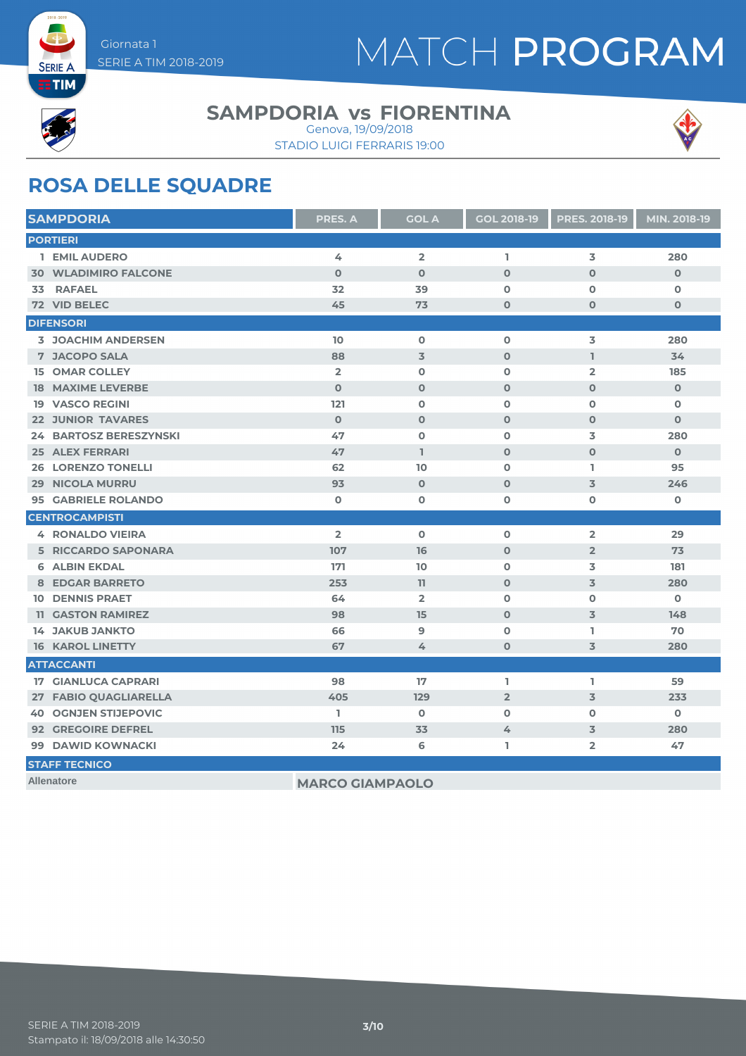# MATCH PROGRAM

Giornata 1
SERIE A TIM 2018-2019

## SAMPDORIA vs FIORENTINA

Genova, 19/09/2018
STADIO LUIGI FERRARIS 19:00

## ROSA DELLE SQUADRE

| SAMPDORIA | PRES. A | GOL A | GOL 2018-19 | PRES. 2018-19 | MIN. 2018-19 |
|---|---|---|---|---|---|
| **PORTIERI** | | | | | |
| 1 EMIL AUDERO | 4 | 2 | 1 | 3 | 280 |
| 30 WLADIMIRO FALCONE | 0 | 0 | 0 | 0 | 0 |
| 33 RAFAEL | 32 | 39 | 0 | 0 | 0 |
| 72 VID BELEC | 45 | 73 | 0 | 0 | 0 |
| **DIFENSORI** | | | | | |
| 3 JOACHIM ANDERSEN | 10 | 0 | 0 | 3 | 280 |
| 7 JACOPO SALA | 88 | 3 | 0 | 1 | 34 |
| 15 OMAR COLLEY | 2 | 0 | 0 | 2 | 185 |
| 18 MAXIME LEVERBE | 0 | 0 | 0 | 0 | 0 |
| 19 VASCO REGINI | 121 | 0 | 0 | 0 | 0 |
| 22 JUNIOR TAVARES | 0 | 0 | 0 | 0 | 0 |
| 24 BARTOSZ BERESZYNSKI | 47 | 0 | 0 | 3 | 280 |
| 25 ALEX FERRARI | 47 | 1 | 0 | 0 | 0 |
| 26 LORENZO TONELLI | 62 | 10 | 0 | 1 | 95 |
| 29 NICOLA MURRU | 93 | 0 | 0 | 3 | 246 |
| 95 GABRIELE ROLANDO | 0 | 0 | 0 | 0 | 0 |
| **CENTROCAMPISTI** | | | | | |
| 4 RONALDO VIEIRA | 2 | 0 | 0 | 2 | 29 |
| 5 RICCARDO SAPONARA | 107 | 16 | 0 | 2 | 73 |
| 6 ALBIN EKDAL | 171 | 10 | 0 | 3 | 181 |
| 8 EDGAR BARRETO | 253 | 11 | 0 | 3 | 280 |
| 10 DENNIS PRAET | 64 | 2 | 0 | 0 | 0 |
| 11 GASTON RAMIREZ | 98 | 15 | 0 | 3 | 148 |
| 14 JAKUB JANKTO | 66 | 9 | 0 | 1 | 70 |
| 16 KAROL LINETTY | 67 | 4 | 0 | 3 | 280 |
| **ATTACCANTI** | | | | | |
| 17 GIANLUCA CAPRARI | 98 | 17 | 1 | 1 | 59 |
| 27 FABIO QUAGLIARELLA | 405 | 129 | 2 | 3 | 233 |
| 40 OGNJEN STIJEPOVIC | 1 | 0 | 0 | 0 | 0 |
| 92 GREGOIRE DEFREL | 115 | 33 | 4 | 3 | 280 |
| 99 DAWID KOWNACKI | 24 | 6 | 1 | 2 | 47 |
| **STAFF TECNICO** | | | | | |
| Allenatore | MARCO GIAMPAOLO | | | | |

SERIE A TIM 2018-2019
Stampato il: 18/09/2018 alle 14:30:50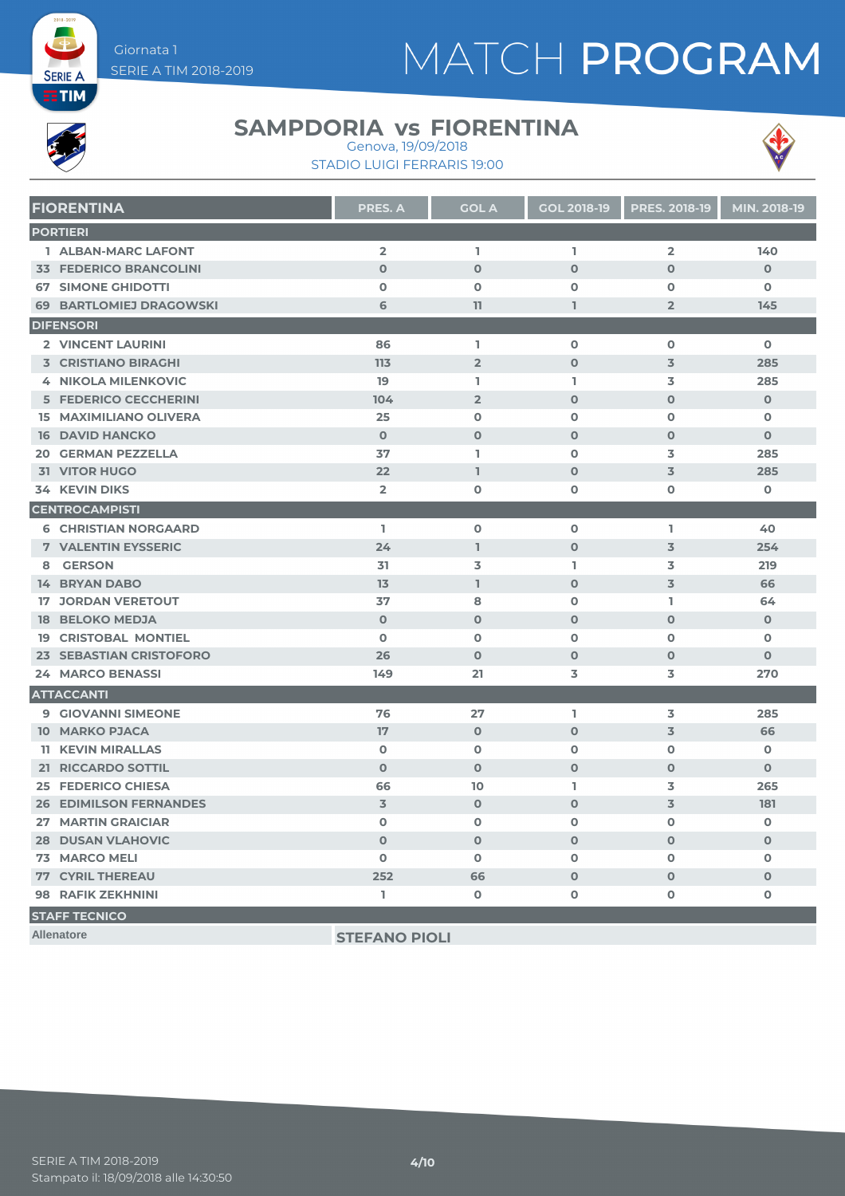# MATCH PROGRAM

Giornata 1
SERIE A TIM 2018-2019

## SAMPDORIA vs FIORENTINA

Genova, 19/09/2018
STADIO LUIGI FERRARIS 19:00

| FIORENTINA | PRES. A | GOL A | GOL 2018-19 | PRES. 2018-19 | MIN. 2018-19 |
|---|---|---|---|---|---|
| **PORTIERI** | | | | | |
| 1 ALBAN-MARC LAFONT | 2 | 1 | 1 | 2 | 140 |
| 33 FEDERICO BRANCOLINI | 0 | 0 | 0 | 0 | 0 |
| 67 SIMONE GHIDOTTI | 0 | 0 | 0 | 0 | 0 |
| 69 BARTLOMIEJ DRAGOWSKI | 6 | 11 | 1 | 2 | 145 |
| **DIFENSORI** | | | | | |
| 2 VINCENT LAURINI | 86 | 1 | 0 | 0 | 0 |
| 3 CRISTIANO BIRAGHI | 113 | 2 | 0 | 3 | 285 |
| 4 NIKOLA MILENKOVIC | 19 | 1 | 1 | 3 | 285 |
| 5 FEDERICO CECCHERINI | 104 | 2 | 0 | 0 | 0 |
| 15 MAXIMILIANO OLIVERA | 25 | 0 | 0 | 0 | 0 |
| 16 DAVID HANCKO | 0 | 0 | 0 | 0 | 0 |
| 20 GERMAN PEZZELLA | 37 | 1 | 0 | 3 | 285 |
| 31 VITOR HUGO | 22 | 1 | 0 | 3 | 285 |
| 34 KEVIN DIKS | 2 | 0 | 0 | 0 | 0 |
| **CENTROCAMPISTI** | | | | | |
| 6 CHRISTIAN NORGAARD | 1 | 0 | 0 | 1 | 40 |
| 7 VALENTIN EYSSERIC | 24 | 1 | 0 | 3 | 254 |
| 8 GERSON | 31 | 3 | 1 | 3 | 219 |
| 14 BRYAN DABO | 13 | 1 | 0 | 3 | 66 |
| 17 JORDAN VERETOUT | 37 | 8 | 0 | 1 | 64 |
| 18 BELOKO MEDJA | 0 | 0 | 0 | 0 | 0 |
| 19 CRISTOBAL MONTIEL | 0 | 0 | 0 | 0 | 0 |
| 23 SEBASTIAN CRISTOFORO | 26 | 0 | 0 | 0 | 0 |
| 24 MARCO BENASSI | 149 | 21 | 3 | 3 | 270 |
| **ATTACCANTI** | | | | | |
| 9 GIOVANNI SIMEONE | 76 | 27 | 1 | 3 | 285 |
| 10 MARKO PJACA | 17 | 0 | 0 | 3 | 66 |
| 11 KEVIN MIRALLAS | 0 | 0 | 0 | 0 | 0 |
| 21 RICCARDO SOTTIL | 0 | 0 | 0 | 0 | 0 |
| 25 FEDERICO CHIESA | 66 | 10 | 1 | 3 | 265 |
| 26 EDIMILSON FERNANDES | 3 | 0 | 0 | 3 | 181 |
| 27 MARTIN GRAICIAR | 0 | 0 | 0 | 0 | 0 |
| 28 DUSAN VLAHOVIC | 0 | 0 | 0 | 0 | 0 |
| 73 MARCO MELI | 0 | 0 | 0 | 0 | 0 |
| 77 CYRIL THEREAU | 252 | 66 | 0 | 0 | 0 |
| 98 RAFIK ZEKHNINI | 1 | 0 | 0 | 0 | 0 |

**STAFF TECNICO**

| Allenatore | STEFANO PIOLI |
|---|---|

SERIE A TIM 2018-2019
Stampato il: 18/09/2018 alle 14:30:50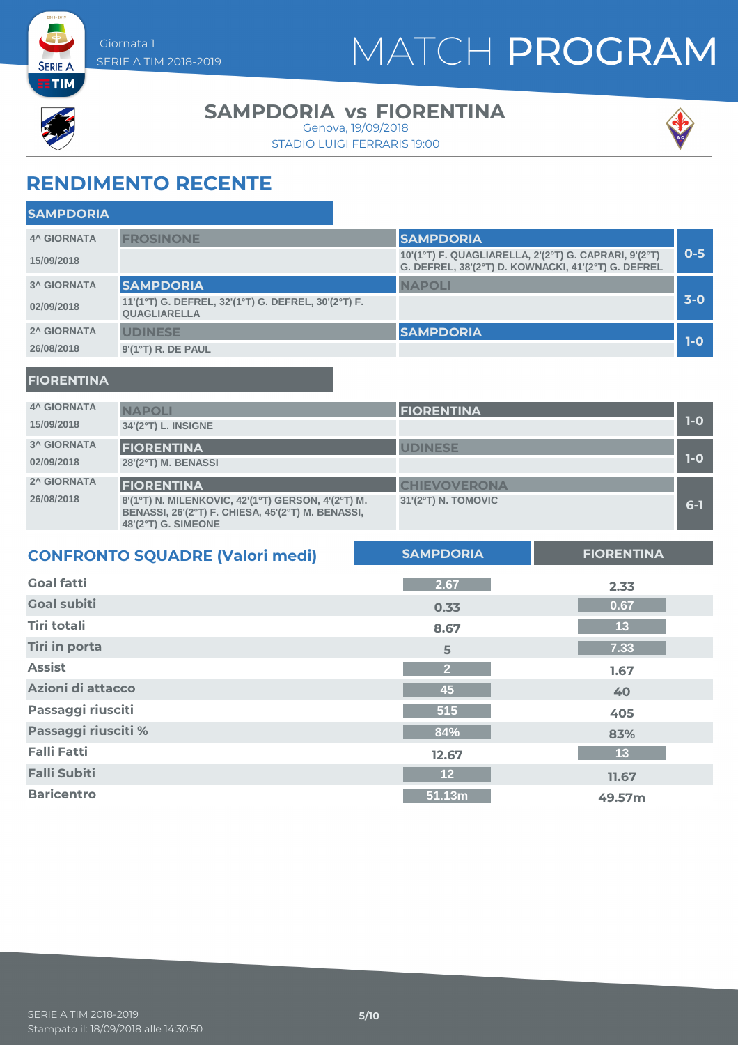Giornata 1
SERIE A TIM 2018-2019

# MATCH PROGRAM

## SAMPDORIA vs FIORENTINA

Genova, 19/09/2018
STADIO LUIGI FERRARIS 19:00

## RENDIMENTO RECENTE

### SAMPDORIA

| Giornata | Casa | Trasferta | Risultato |
|---|---|---|---|
| 4^ GIORNATA 15/09/2018 | FROSINONE | SAMPDORIA<br>10'(1°T) F. QUAGLIARELLA, 2'(2°T) G. CAPRARI, 9'(2°T) G. DEFREL, 38'(2°T) D. KOWNACKI, 41'(2°T) G. DEFREL | 0-5 |
| 3^ GIORNATA 02/09/2018 | SAMPDORIA<br>11'(1°T) G. DEFREL, 32'(1°T) G. DEFREL, 30'(2°T) F. QUAGLIARELLA | NAPOLI | 3-0 |
| 2^ GIORNATA 26/08/2018 | UDINESE<br>9'(1°T) R. DE PAUL | SAMPDORIA | 1-0 |

### FIORENTINA

| Giornata | Casa | Trasferta | Risultato |
|---|---|---|---|
| 4^ GIORNATA 15/09/2018 | NAPOLI<br>34'(2°T) L. INSIGNE | FIORENTINA | 1-0 |
| 3^ GIORNATA 02/09/2018 | FIORENTINA<br>28'(2°T) M. BENASSI | UDINESE | 1-0 |
| 2^ GIORNATA 26/08/2018 | FIORENTINA<br>8'(1°T) N. MILENKOVIC, 42'(1°T) GERSON, 4'(2°T) M. BENASSI, 26'(2°T) F. CHIESA, 45'(2°T) M. BENASSI, 48'(2°T) G. SIMEONE | CHIEVOVERONA<br>31'(2°T) N. TOMOVIC | 6-1 |

## CONFRONTO SQUADRE (Valori medi)

| | SAMPDORIA | FIORENTINA |
|---|---|---|
| Goal fatti | 2.67 | 2.33 |
| Goal subiti | 0.33 | 0.67 |
| Tiri totali | 8.67 | 13 |
| Tiri in porta | 5 | 7.33 |
| Assist | 2 | 1.67 |
| Azioni di attacco | 45 | 40 |
| Passaggi riusciti | 515 | 405 |
| Passaggi riusciti % | 84% | 83% |
| Falli Fatti | 12.67 | 13 |
| Falli Subiti | 12 | 11.67 |
| Baricentro | 51.13m | 49.57m |

SERIE A TIM 2018-2019
Stampato il: 18/09/2018 alle 14:30:50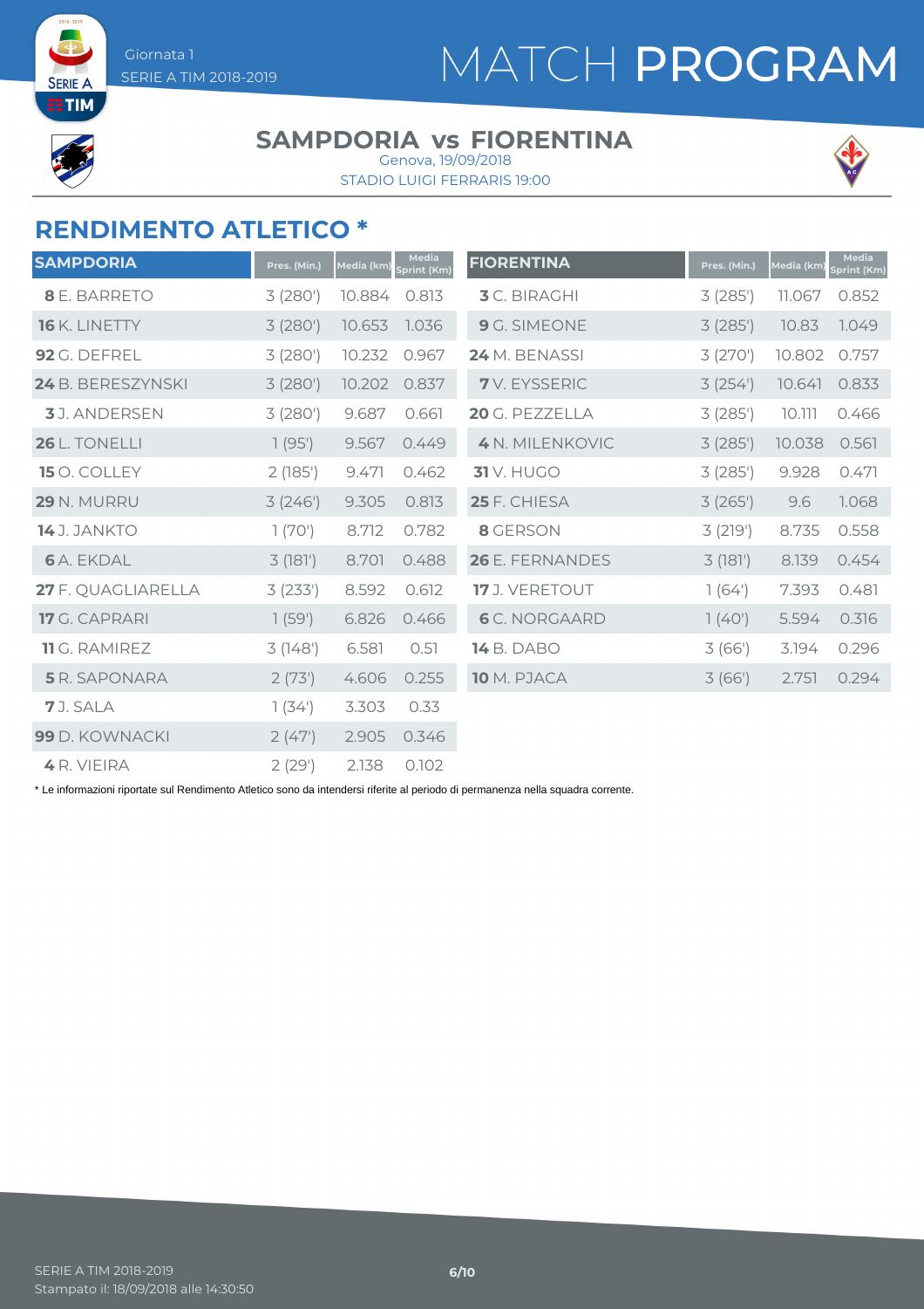# MATCH PROGRAM

Giornata 1
SERIE A TIM 2018-2019

## SAMPDORIA vs FIORENTINA

Genova, 19/09/2018
STADIO LUIGI FERRARIS 19:00

## RENDIMENTO ATLETICO *

| SAMPDORIA | Pres. (Min.) | Media (km) | Media Sprint (Km) |
|---|---|---|---|
| **8** E. BARRETO | 3 (280') | 10.884 | 0.813 |
| **16** K. LINETTY | 3 (280') | 10.653 | 1.036 |
| **92** G. DEFREL | 3 (280') | 10.232 | 0.967 |
| **24** B. BERESZYNSKI | 3 (280') | 10.202 | 0.837 |
| **3** J. ANDERSEN | 3 (280') | 9.687 | 0.661 |
| **26** L. TONELLI | 1 (95') | 9.567 | 0.449 |
| **15** O. COLLEY | 2 (185') | 9.471 | 0.462 |
| **29** N. MURRU | 3 (246') | 9.305 | 0.813 |
| **14** J. JANKTO | 1 (70') | 8.712 | 0.782 |
| **6** A. EKDAL | 3 (181') | 8.701 | 0.488 |
| **27** F. QUAGLIARELLA | 3 (233') | 8.592 | 0.612 |
| **17** G. CAPRARI | 1 (59') | 6.826 | 0.466 |
| **11** G. RAMIREZ | 3 (148') | 6.581 | 0.51 |
| **5** R. SAPONARA | 2 (73') | 4.606 | 0.255 |
| **7** J. SALA | 1 (34') | 3.303 | 0.33 |
| **99** D. KOWNACKI | 2 (47') | 2.905 | 0.346 |
| **4** R. VIEIRA | 2 (29') | 2.138 | 0.102 |

| FIORENTINA | Pres. (Min.) | Media (km) | Media Sprint (Km) |
|---|---|---|---|
| **3** C. BIRAGHI | 3 (285') | 11.067 | 0.852 |
| **9** G. SIMEONE | 3 (285') | 10.83 | 1.049 |
| **24** M. BENASSI | 3 (270') | 10.802 | 0.757 |
| **7** V. EYSSERIC | 3 (254') | 10.641 | 0.833 |
| **20** G. PEZZELLA | 3 (285') | 10.111 | 0.466 |
| **4** N. MILENKOVIC | 3 (285') | 10.038 | 0.561 |
| **31** V. HUGO | 3 (285') | 9.928 | 0.471 |
| **25** F. CHIESA | 3 (265') | 9.6 | 1.068 |
| **8** GERSON | 3 (219') | 8.735 | 0.558 |
| **26** E. FERNANDES | 3 (181') | 8.139 | 0.454 |
| **17** J. VERETOUT | 1 (64') | 7.393 | 0.481 |
| **6** C. NORGAARD | 1 (40') | 5.594 | 0.316 |
| **14** B. DABO | 3 (66') | 3.194 | 0.296 |
| **10** M. PJACA | 3 (66') | 2.751 | 0.294 |

* Le informazioni riportate sul Rendimento Atletico sono da intendersi riferite al periodo di permanenza nella squadra corrente.

SERIE A TIM 2018-2019
Stampato il: 18/09/2018 alle 14:30:50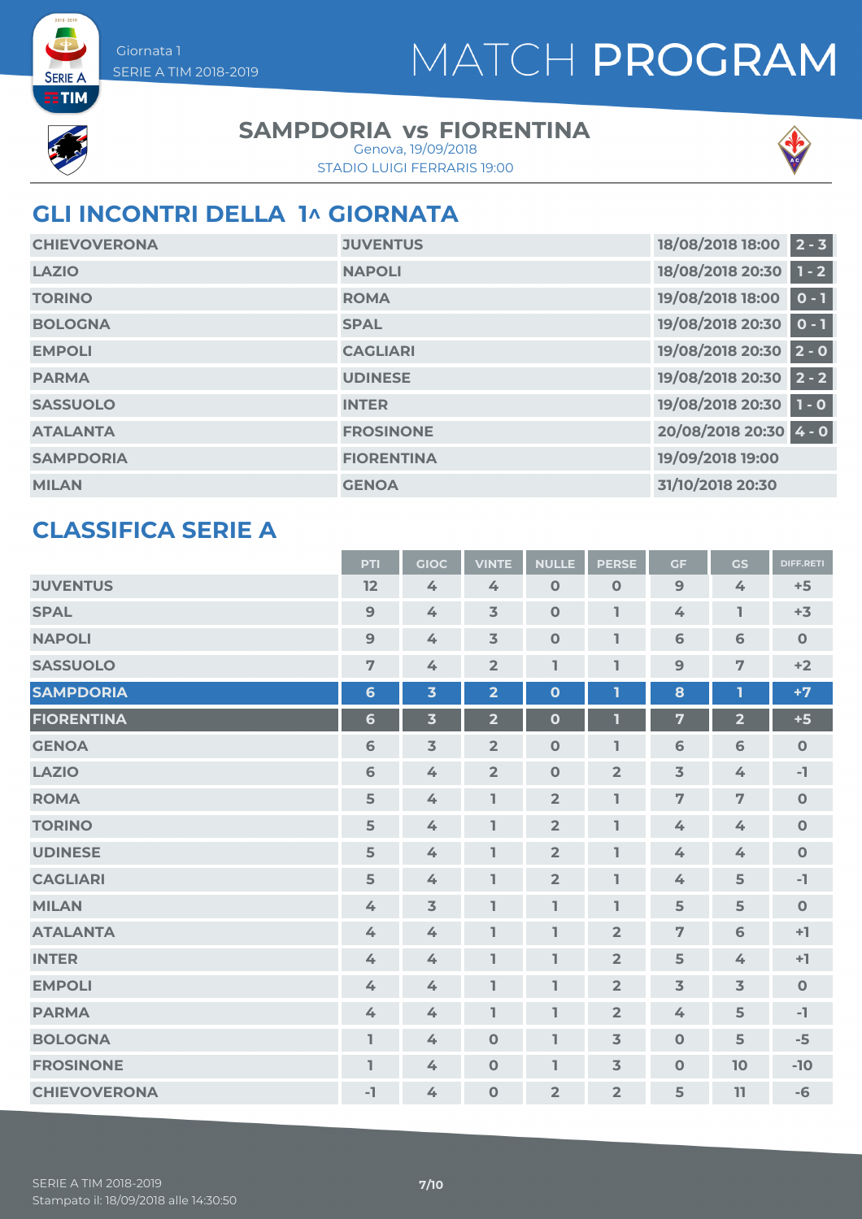Giornata 1
SERIE A TIM 2018-2019

# MATCH PROGRAM

## SAMPDORIA vs FIORENTINA

Genova, 19/09/2018
STADIO LUIGI FERRARIS 19:00

## GLI INCONTRI DELLA 1^ GIORNATA

| | | | |
|---|---|---|---|
| CHIEVOVERONA | JUVENTUS | 18/08/2018 18:00 | 2 - 3 |
| LAZIO | NAPOLI | 18/08/2018 20:30 | 1 - 2 |
| TORINO | ROMA | 19/08/2018 18:00 | 0 - 1 |
| BOLOGNA | SPAL | 19/08/2018 20:30 | 0 - 1 |
| EMPOLI | CAGLIARI | 19/08/2018 20:30 | 2 - 0 |
| PARMA | UDINESE | 19/08/2018 20:30 | 2 - 2 |
| SASSUOLO | INTER | 19/08/2018 20:30 | 1 - 0 |
| ATALANTA | FROSINONE | 20/08/2018 20:30 | 4 - 0 |
| SAMPDORIA | FIORENTINA | 19/09/2018 19:00 | |
| MILAN | GENOA | 31/10/2018 20:30 | |

## CLASSIFICA SERIE A

| | PTI | GIOC | VINTE | NULLE | PERSE | GF | GS | DIFF.RETI |
|---|---|---|---|---|---|---|---|---|
| JUVENTUS | 12 | 4 | 4 | 0 | 0 | 9 | 4 | +5 |
| SPAL | 9 | 4 | 3 | 0 | 1 | 4 | 1 | +3 |
| NAPOLI | 9 | 4 | 3 | 0 | 1 | 6 | 6 | 0 |
| SASSUOLO | 7 | 4 | 2 | 1 | 1 | 9 | 7 | +2 |
| SAMPDORIA | 6 | 3 | 2 | 0 | 1 | 8 | 1 | +7 |
| FIORENTINA | 6 | 3 | 2 | 0 | 1 | 7 | 2 | +5 |
| GENOA | 6 | 3 | 2 | 0 | 1 | 6 | 6 | 0 |
| LAZIO | 6 | 4 | 2 | 0 | 2 | 3 | 4 | -1 |
| ROMA | 5 | 4 | 1 | 2 | 1 | 7 | 7 | 0 |
| TORINO | 5 | 4 | 1 | 2 | 1 | 4 | 4 | 0 |
| UDINESE | 5 | 4 | 1 | 2 | 1 | 4 | 4 | 0 |
| CAGLIARI | 5 | 4 | 1 | 2 | 1 | 4 | 5 | -1 |
| MILAN | 4 | 3 | 1 | 1 | 1 | 5 | 5 | 0 |
| ATALANTA | 4 | 4 | 1 | 1 | 2 | 7 | 6 | +1 |
| INTER | 4 | 4 | 1 | 1 | 2 | 5 | 4 | +1 |
| EMPOLI | 4 | 4 | 1 | 1 | 2 | 3 | 3 | 0 |
| PARMA | 4 | 4 | 1 | 1 | 2 | 4 | 5 | -1 |
| BOLOGNA | 1 | 4 | 0 | 1 | 3 | 0 | 5 | -5 |
| FROSINONE | 1 | 4 | 0 | 1 | 3 | 0 | 10 | -10 |
| CHIEVOVERONA | -1 | 4 | 0 | 2 | 2 | 5 | 11 | -6 |

SERIE A TIM 2018-2019
Stampato il: 18/09/2018 alle 14:30:50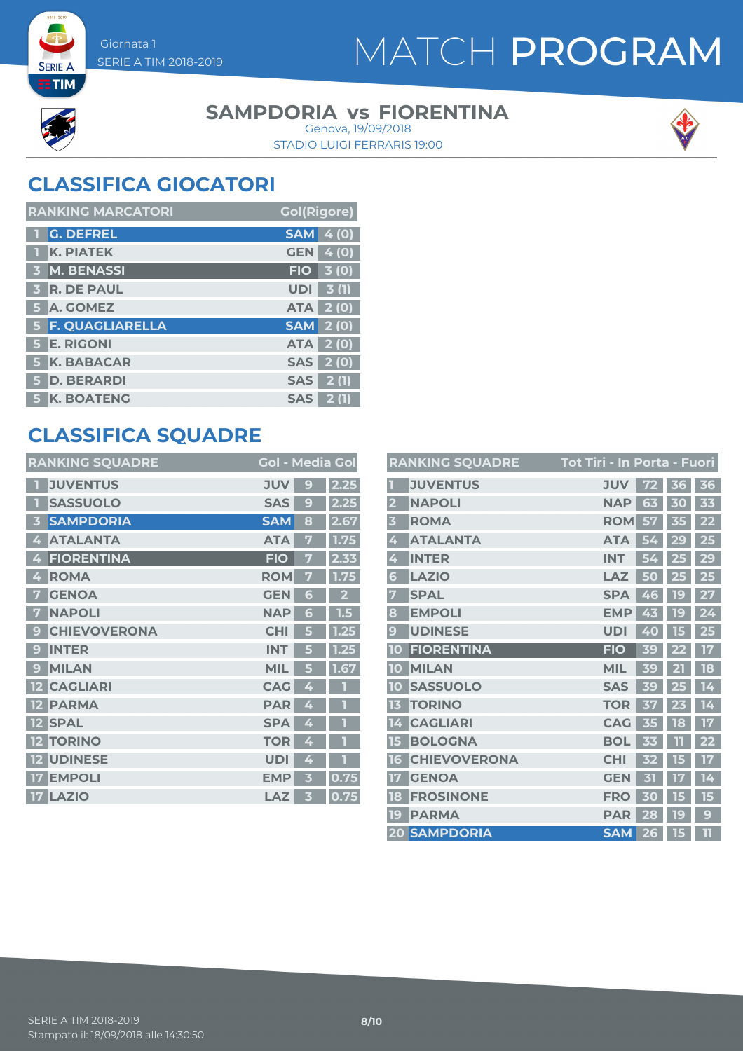Giornata 1
SERIE A TIM 2018-2019

# MATCH PROGRAM

## SAMPDORIA vs FIORENTINA

Genova, 19/09/2018
STADIO LUIGI FERRARIS 19:00

## CLASSIFICA GIOCATORI

| RANKING MARCATORI | | | Gol(Rigore) |
|---|---|---|---|
| 1 | G. DEFREL | SAM | 4 (0) |
| 1 | K. PIATEK | GEN | 4 (0) |
| 3 | M. BENASSI | FIO | 3 (0) |
| 3 | R. DE PAUL | UDI | 3 (1) |
| 5 | A. GOMEZ | ATA | 2 (0) |
| 5 | F. QUAGLIARELLA | SAM | 2 (0) |
| 5 | E. RIGONI | ATA | 2 (0) |
| 5 | K. BABACAR | SAS | 2 (0) |
| 5 | D. BERARDI | SAS | 2 (1) |
| 5 | K. BOATENG | SAS | 2 (1) |

## CLASSIFICA SQUADRE

| RANKING SQUADRE | | | Gol | Media Gol |
|---|---|---|---|---|
| 1 | JUVENTUS | JUV | 9 | 2.25 |
| 1 | SASSUOLO | SAS | 9 | 2.25 |
| 3 | SAMPDORIA | SAM | 8 | 2.67 |
| 4 | ATALANTA | ATA | 7 | 1.75 |
| 4 | FIORENTINA | FIO | 7 | 2.33 |
| 4 | ROMA | ROM | 7 | 1.75 |
| 7 | GENOA | GEN | 6 | 2 |
| 7 | NAPOLI | NAP | 6 | 1.5 |
| 9 | CHIEVOVERONA | CHI | 5 | 1.25 |
| 9 | INTER | INT | 5 | 1.25 |
| 9 | MILAN | MIL | 5 | 1.67 |
| 12 | CAGLIARI | CAG | 4 | 1 |
| 12 | PARMA | PAR | 4 | 1 |
| 12 | SPAL | SPA | 4 | 1 |
| 12 | TORINO | TOR | 4 | 1 |
| 12 | UDINESE | UDI | 4 | 1 |
| 17 | EMPOLI | EMP | 3 | 0.75 |
| 17 | LAZIO | LAZ | 3 | 0.75 |

| RANKING SQUADRE | | | Tot Tiri | In Porta | Fuori |
|---|---|---|---|---|---|
| 1 | JUVENTUS | JUV | 72 | 36 | 36 |
| 2 | NAPOLI | NAP | 63 | 30 | 33 |
| 3 | ROMA | ROM | 57 | 35 | 22 |
| 4 | ATALANTA | ATA | 54 | 29 | 25 |
| 4 | INTER | INT | 54 | 25 | 29 |
| 6 | LAZIO | LAZ | 50 | 25 | 25 |
| 7 | SPAL | SPA | 46 | 19 | 27 |
| 8 | EMPOLI | EMP | 43 | 19 | 24 |
| 9 | UDINESE | UDI | 40 | 15 | 25 |
| 10 | FIORENTINA | FIO | 39 | 22 | 17 |
| 10 | MILAN | MIL | 39 | 21 | 18 |
| 10 | SASSUOLO | SAS | 39 | 25 | 14 |
| 13 | TORINO | TOR | 37 | 23 | 14 |
| 14 | CAGLIARI | CAG | 35 | 18 | 17 |
| 15 | BOLOGNA | BOL | 33 | 11 | 22 |
| 16 | CHIEVOVERONA | CHI | 32 | 15 | 17 |
| 17 | GENOA | GEN | 31 | 17 | 14 |
| 18 | FROSINONE | FRO | 30 | 15 | 15 |
| 19 | PARMA | PAR | 28 | 19 | 9 |
| 20 | SAMPDORIA | SAM | 26 | 15 | 11 |

SERIE A TIM 2018-2019
Stampato il: 18/09/2018 alle 14:30:50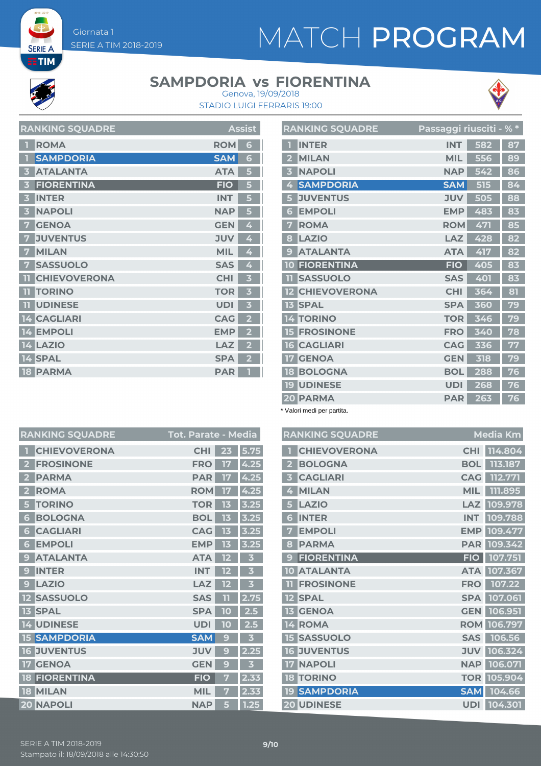# MATCH PROGRAM

Giornata 1
SERIE A TIM 2018-2019

## SAMPDORIA vs FIORENTINA

Genova, 19/09/2018
STADIO LUIGI FERRARIS 19:00

| RANKING SQUADRE | | | Assist |
|---|---|---|---|
| 1 | ROMA | ROM | 6 |
| 1 | SAMPDORIA | SAM | 6 |
| 3 | ATALANTA | ATA | 5 |
| 3 | FIORENTINA | FIO | 5 |
| 3 | INTER | INT | 5 |
| 3 | NAPOLI | NAP | 5 |
| 7 | GENOA | GEN | 4 |
| 7 | JUVENTUS | JUV | 4 |
| 7 | MILAN | MIL | 4 |
| 7 | SASSUOLO | SAS | 4 |
| 11 | CHIEVOVERONA | CHI | 3 |
| 11 | TORINO | TOR | 3 |
| 11 | UDINESE | UDI | 3 |
| 14 | CAGLIARI | CAG | 2 |
| 14 | EMPOLI | EMP | 2 |
| 14 | LAZIO | LAZ | 2 |
| 14 | SPAL | SPA | 2 |
| 18 | PARMA | PAR | 1 |

| RANKING SQUADRE | | | Passaggi riusciti | % * |
|---|---|---|---|---|
| 1 | INTER | INT | 582 | 87 |
| 2 | MILAN | MIL | 556 | 89 |
| 3 | NAPOLI | NAP | 542 | 86 |
| 4 | SAMPDORIA | SAM | 515 | 84 |
| 5 | JUVENTUS | JUV | 505 | 88 |
| 6 | EMPOLI | EMP | 483 | 83 |
| 7 | ROMA | ROM | 471 | 85 |
| 8 | LAZIO | LAZ | 428 | 82 |
| 9 | ATALANTA | ATA | 417 | 82 |
| 10 | FIORENTINA | FIO | 405 | 83 |
| 11 | SASSUOLO | SAS | 401 | 83 |
| 12 | CHIEVOVERONA | CHI | 364 | 81 |
| 13 | SPAL | SPA | 360 | 79 |
| 14 | TORINO | TOR | 346 | 79 |
| 15 | FROSINONE | FRO | 340 | 78 |
| 16 | CAGLIARI | CAG | 336 | 77 |
| 17 | GENOA | GEN | 318 | 79 |
| 18 | BOLOGNA | BOL | 288 | 76 |
| 19 | UDINESE | UDI | 268 | 76 |
| 20 | PARMA | PAR | 263 | 76 |

\* Valori medi per partita.

| RANKING SQUADRE | | | Tot. Parate | Media |
|---|---|---|---|---|
| 1 | CHIEVOVERONA | CHI | 23 | 5.75 |
| 2 | FROSINONE | FRO | 17 | 4.25 |
| 2 | PARMA | PAR | 17 | 4.25 |
| 2 | ROMA | ROM | 17 | 4.25 |
| 5 | TORINO | TOR | 13 | 3.25 |
| 6 | BOLOGNA | BOL | 13 | 3.25 |
| 6 | CAGLIARI | CAG | 13 | 3.25 |
| 6 | EMPOLI | EMP | 13 | 3.25 |
| 9 | ATALANTA | ATA | 12 | 3 |
| 9 | INTER | INT | 12 | 3 |
| 9 | LAZIO | LAZ | 12 | 3 |
| 12 | SASSUOLO | SAS | 11 | 2.75 |
| 13 | SPAL | SPA | 10 | 2.5 |
| 14 | UDINESE | UDI | 10 | 2.5 |
| 15 | SAMPDORIA | SAM | 9 | 3 |
| 16 | JUVENTUS | JUV | 9 | 2.25 |
| 17 | GENOA | GEN | 9 | 3 |
| 18 | FIORENTINA | FIO | 7 | 2.33 |
| 18 | MILAN | MIL | 7 | 2.33 |
| 20 | NAPOLI | NAP | 5 | 1.25 |

| RANKING SQUADRE | | | Media Km |
|---|---|---|---|
| 1 | CHIEVOVERONA | CHI | 114.804 |
| 2 | BOLOGNA | BOL | 113.187 |
| 3 | CAGLIARI | CAG | 112.771 |
| 4 | MILAN | MIL | 111.895 |
| 5 | LAZIO | LAZ | 109.978 |
| 6 | INTER | INT | 109.788 |
| 7 | EMPOLI | EMP | 109.477 |
| 8 | PARMA | PAR | 109.342 |
| 9 | FIORENTINA | FIO | 107.751 |
| 10 | ATALANTA | ATA | 107.367 |
| 11 | FROSINONE | FRO | 107.22 |
| 12 | SPAL | SPA | 107.061 |
| 13 | GENOA | GEN | 106.951 |
| 14 | ROMA | ROM | 106.797 |
| 15 | SASSUOLO | SAS | 106.56 |
| 16 | JUVENTUS | JUV | 106.324 |
| 17 | NAPOLI | NAP | 106.071 |
| 18 | TORINO | TOR | 105.904 |
| 19 | SAMPDORIA | SAM | 104.66 |
| 20 | UDINESE | UDI | 104.301 |

SERIE A TIM 2018-2019
Stampato il: 18/09/2018 alle 14:30:50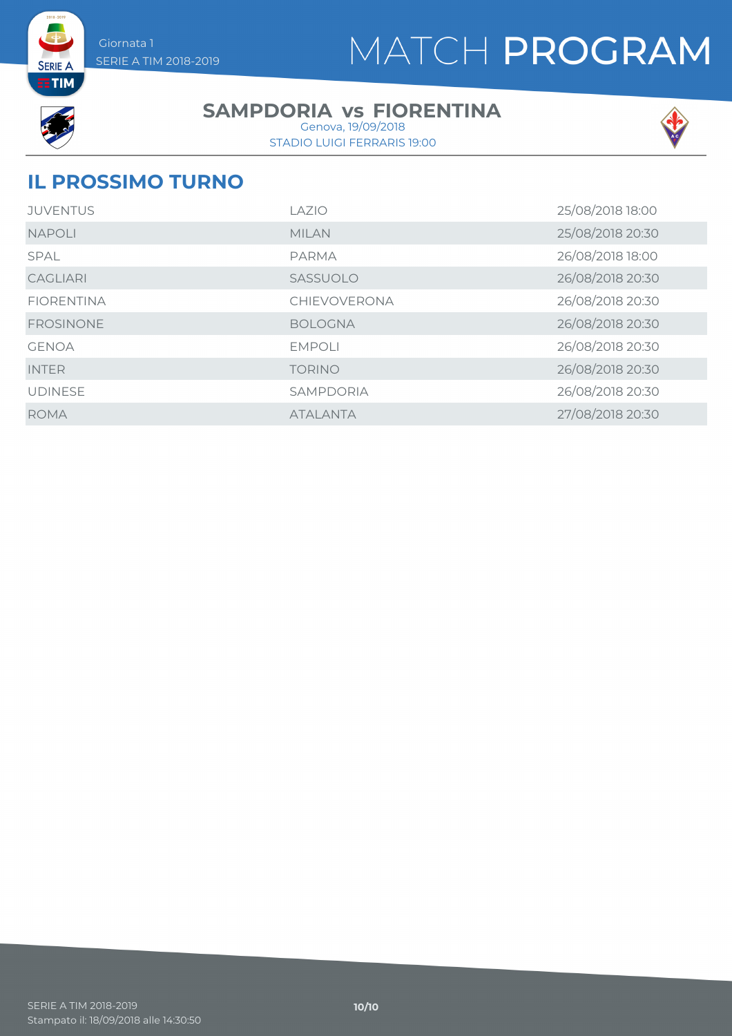# MATCH PROGRAM

Giornata 1
SERIE A TIM 2018-2019

## SAMPDORIA vs FIORENTINA

Genova, 19/09/2018
STADIO LUIGI FERRARIS 19:00

## IL PROSSIMO TURNO

| | | |
|---|---|---|
| JUVENTUS | LAZIO | 25/08/2018 18:00 |
| NAPOLI | MILAN | 25/08/2018 20:30 |
| SPAL | PARMA | 26/08/2018 18:00 |
| CAGLIARI | SASSUOLO | 26/08/2018 20:30 |
| FIORENTINA | CHIEVOVERONA | 26/08/2018 20:30 |
| FROSINONE | BOLOGNA | 26/08/2018 20:30 |
| GENOA | EMPOLI | 26/08/2018 20:30 |
| INTER | TORINO | 26/08/2018 20:30 |
| UDINESE | SAMPDORIA | 26/08/2018 20:30 |
| ROMA | ATALANTA | 27/08/2018 20:30 |

SERIE A TIM 2018-2019
Stampato il: 18/09/2018 alle 14:30:50